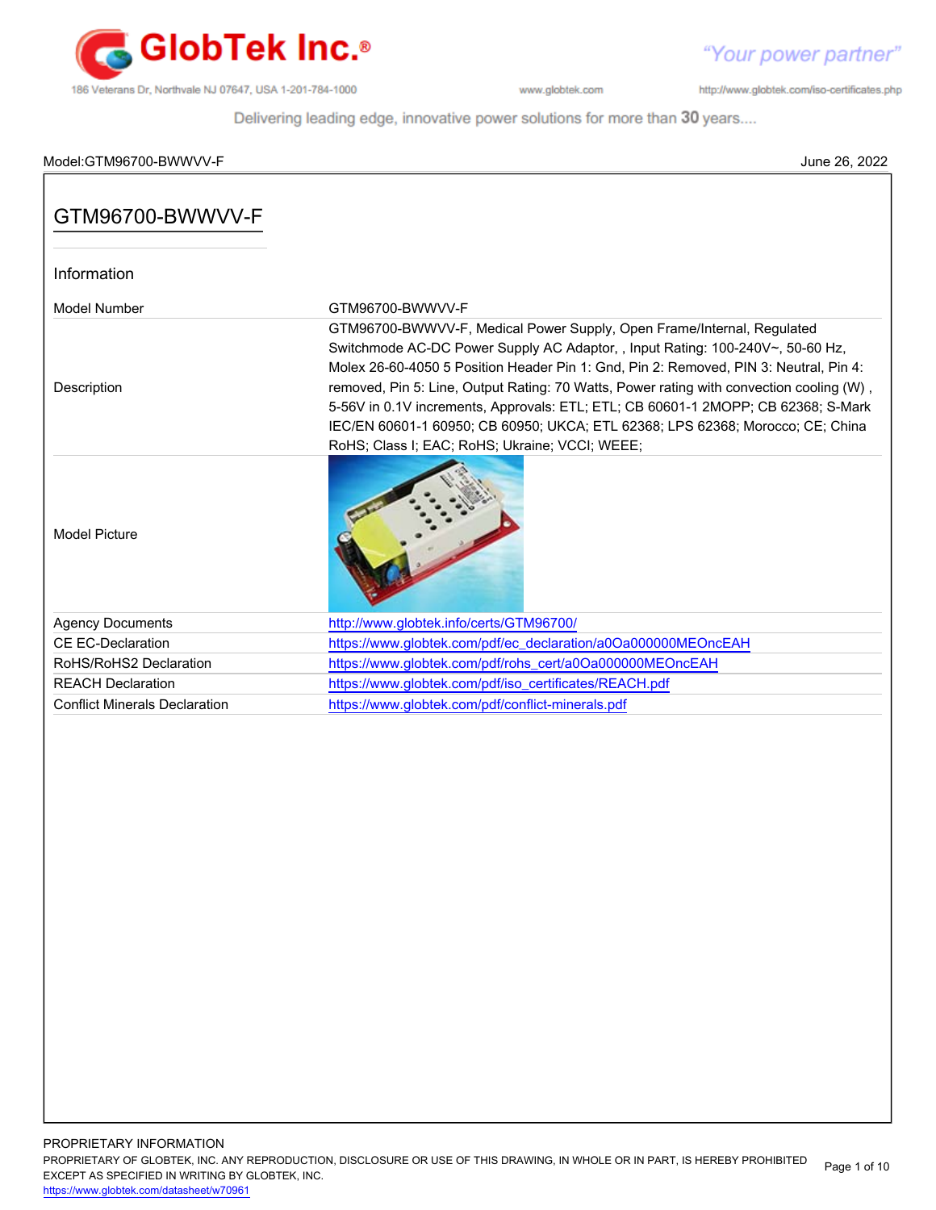Model:GTM96700-BWWVV-F June 26, 2022

# GTM96700-BWWVV-F

## Information

| | |
|---|---|
| Model Number | GTM96700-BWWVV-F |
| Description | GTM96700-BWWVV-F, Medical Power Supply, Open Frame/Internal, Regulated Switchmode AC-DC Power Supply AC Adaptor, , Input Rating: 100-240V~, 50-60 Hz, Molex 26-60-4050 5 Position Header Pin 1: Gnd, Pin 2: Removed, PIN 3: Neutral, Pin 4: removed, Pin 5: Line, Output Rating: 70 Watts, Power rating with convection cooling (W) , 5-56V in 0.1V increments, Approvals: ETL; ETL; CB 60601-1 2MOPP; CB 62368; S-Mark IEC/EN 60601-1 60950; CB 60950; UKCA; ETL 62368; LPS 62368; Morocco; CE; China RoHS; Class I; EAC; RoHS; Ukraine; VCCI; WEEE; |
| Model Picture | |
| Agency Documents | http://www.globtek.info/certs/GTM96700/ |
| CE EC-Declaration | https://www.globtek.com/pdf/ec_declaration/a0Oa000000MEOncEAH |
| RoHS/RoHS2 Declaration | https://www.globtek.com/pdf/rohs_cert/a0Oa000000MEOncEAH |
| REACH Declaration | https://www.globtek.com/pdf/iso_certificates/REACH.pdf |
| Conflict Minerals Declaration | https://www.globtek.com/pdf/conflict-minerals.pdf |

PROPRIETARY INFORMATION
PROPRIETARY OF GLOBTEK, INC. ANY REPRODUCTION, DISCLOSURE OR USE OF THIS DRAWING, IN WHOLE OR IN PART, IS HEREBY PROHIBITED EXCEPT AS SPECIFIED IN WRITING BY GLOBTEK, INC.
https://www.globtek.com/datasheet/w70961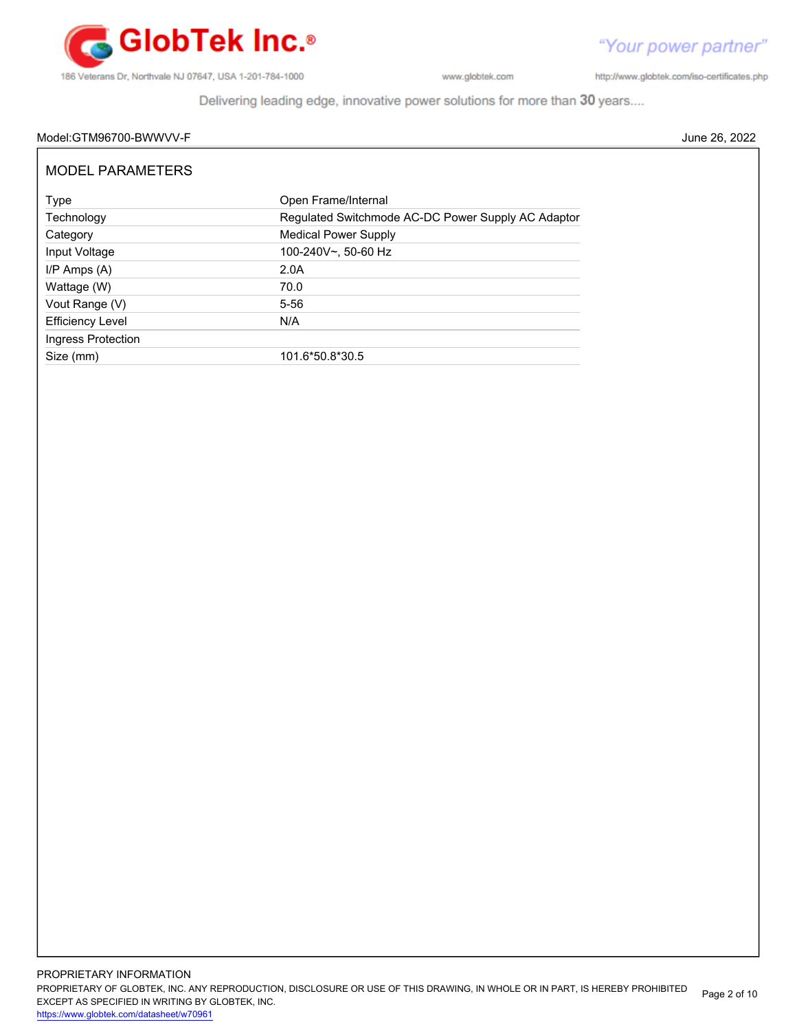Model:GTM96700-BWWVV-F

June 26, 2022

## MODEL PARAMETERS

| | |
|---|---|
| Type | Open Frame/Internal |
| Technology | Regulated Switchmode AC-DC Power Supply AC Adaptor |
| Category | Medical Power Supply |
| Input Voltage | 100-240V~, 50-60 Hz |
| I/P Amps (A) | 2.0A |
| Wattage (W) | 70.0 |
| Vout Range (V) | 5-56 |
| Efficiency Level | N/A |
| Ingress Protection | |
| Size (mm) | 101.6*50.8*30.5 |

PROPRIETARY INFORMATION

PROPRIETARY OF GLOBTEK, INC. ANY REPRODUCTION, DISCLOSURE OR USE OF THIS DRAWING, IN WHOLE OR IN PART, IS HEREBY PROHIBITED EXCEPT AS SPECIFIED IN WRITING BY GLOBTEK, INC.

https://www.globtek.com/datasheet/w70961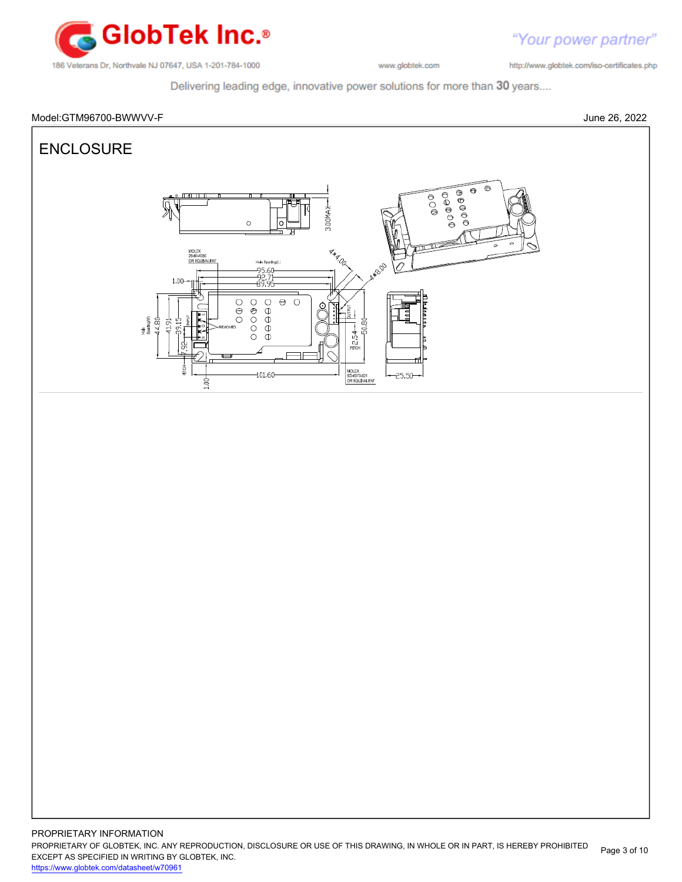Model:GTM96700-BWWVV-F

June 26, 2022

# ENCLOSURE

PROPRIETARY INFORMATION

PROPRIETARY OF GLOBTEK, INC. ANY REPRODUCTION, DISCLOSURE OR USE OF THIS DRAWING, IN WHOLE OR IN PART, IS HEREBY PROHIBITED EXCEPT AS SPECIFIED IN WRITING BY GLOBTEK, INC.

https://www.globtek.com/datasheet/w70961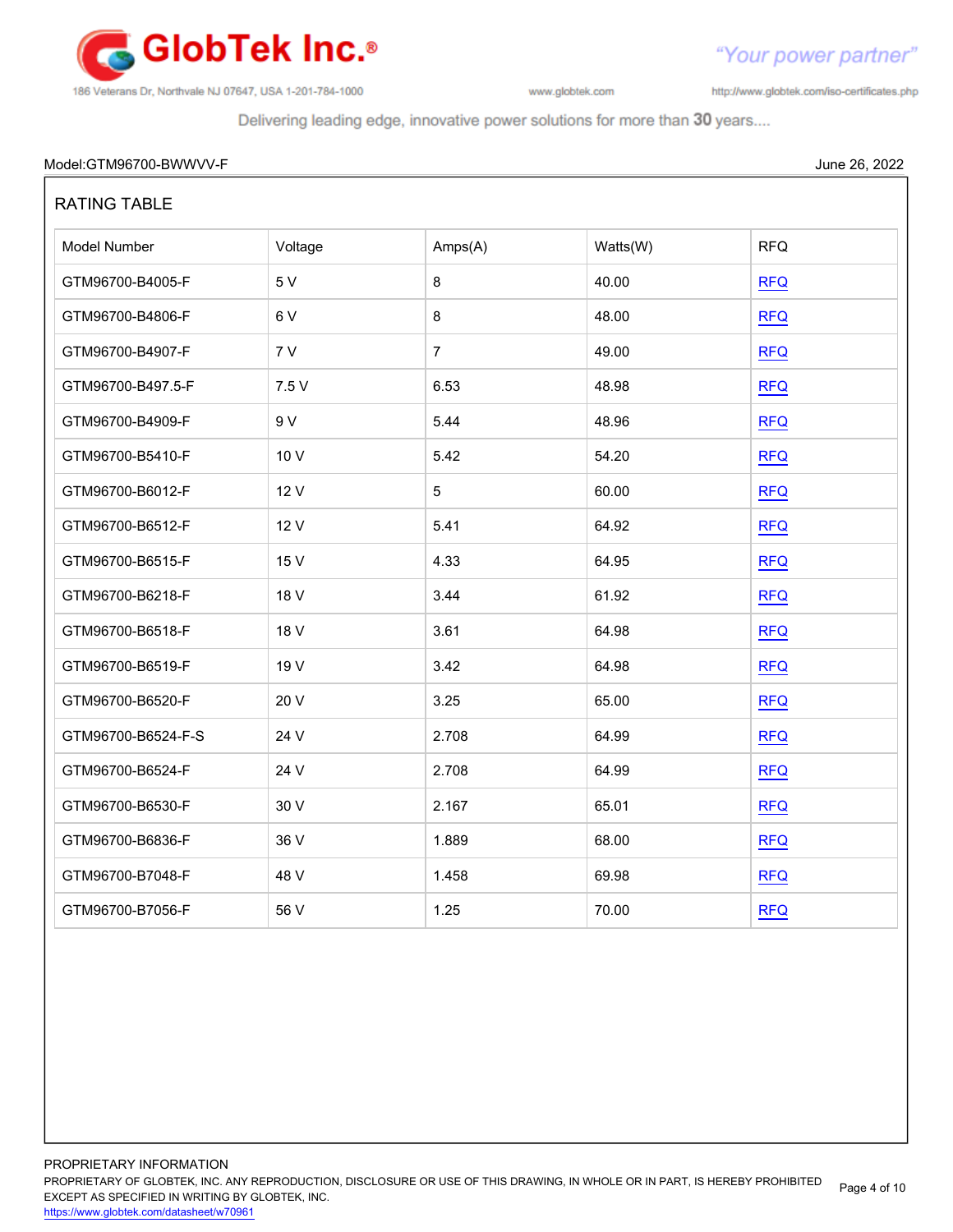Model:GTM96700-BWWVV-F

June 26, 2022

## RATING TABLE

| Model Number | Voltage | Amps(A) | Watts(W) | RFQ |
|---|---|---|---|---|
| GTM96700-B4005-F | 5 V | 8 | 40.00 | RFQ |
| GTM96700-B4806-F | 6 V | 8 | 48.00 | RFQ |
| GTM96700-B4907-F | 7 V | 7 | 49.00 | RFQ |
| GTM96700-B497.5-F | 7.5 V | 6.53 | 48.98 | RFQ |
| GTM96700-B4909-F | 9 V | 5.44 | 48.96 | RFQ |
| GTM96700-B5410-F | 10 V | 5.42 | 54.20 | RFQ |
| GTM96700-B6012-F | 12 V | 5 | 60.00 | RFQ |
| GTM96700-B6512-F | 12 V | 5.41 | 64.92 | RFQ |
| GTM96700-B6515-F | 15 V | 4.33 | 64.95 | RFQ |
| GTM96700-B6218-F | 18 V | 3.44 | 61.92 | RFQ |
| GTM96700-B6518-F | 18 V | 3.61 | 64.98 | RFQ |
| GTM96700-B6519-F | 19 V | 3.42 | 64.98 | RFQ |
| GTM96700-B6520-F | 20 V | 3.25 | 65.00 | RFQ |
| GTM96700-B6524-F-S | 24 V | 2.708 | 64.99 | RFQ |
| GTM96700-B6524-F | 24 V | 2.708 | 64.99 | RFQ |
| GTM96700-B6530-F | 30 V | 2.167 | 65.01 | RFQ |
| GTM96700-B6836-F | 36 V | 1.889 | 68.00 | RFQ |
| GTM96700-B7048-F | 48 V | 1.458 | 69.98 | RFQ |
| GTM96700-B7056-F | 56 V | 1.25 | 70.00 | RFQ |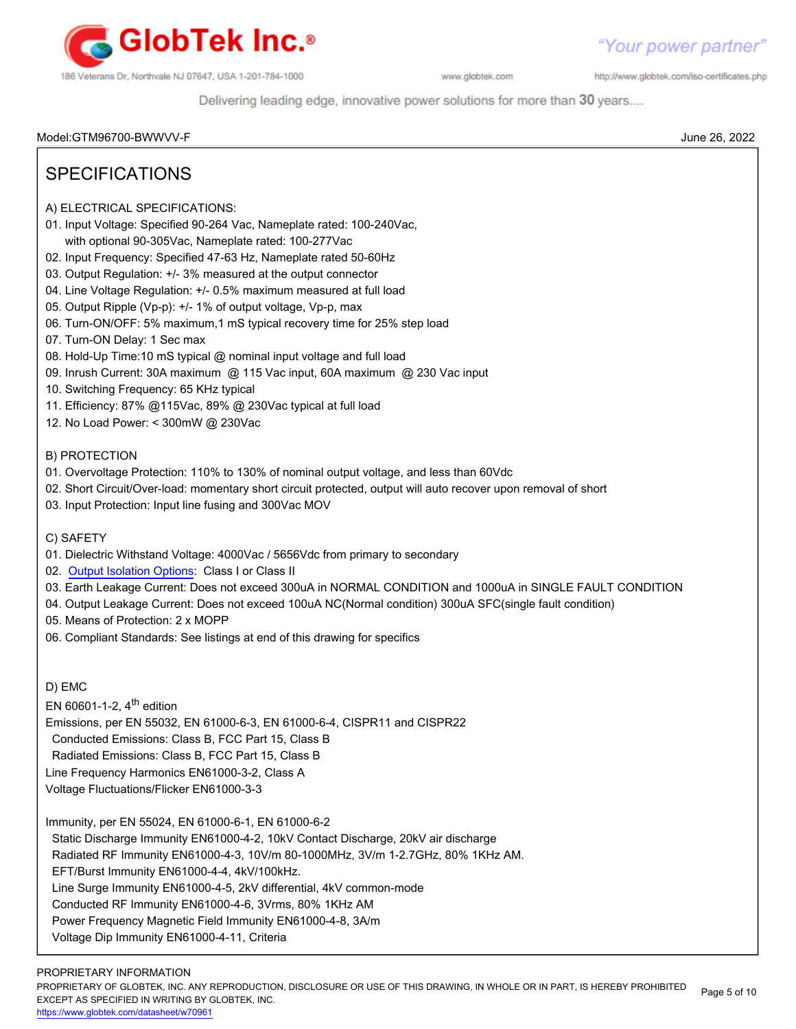Model:GTM96700-BWWVV-F

June 26, 2022

# SPECIFICATIONS

A) ELECTRICAL SPECIFICATIONS:

01. Input Voltage: Specified 90-264 Vac, Nameplate rated: 100-240Vac,
    with optional 90-305Vac, Nameplate rated: 100-277Vac
02. Input Frequency: Specified 47-63 Hz, Nameplate rated 50-60Hz
03. Output Regulation: +/- 3% measured at the output connector
04. Line Voltage Regulation: +/- 0.5% maximum measured at full load
05. Output Ripple (Vp-p): +/- 1% of output voltage, Vp-p, max
06. Turn-ON/OFF: 5% maximum,1 mS typical recovery time for 25% step load
07. Turn-ON Delay: 1 Sec max
08. Hold-Up Time:10 mS typical @ nominal input voltage and full load
09. Inrush Current: 30A maximum @ 115 Vac input, 60A maximum @ 230 Vac input
10. Switching Frequency: 65 KHz typical
11. Efficiency: 87% @115Vac, 89% @ 230Vac typical at full load
12. No Load Power: < 300mW @ 230Vac

B) PROTECTION

01. Overvoltage Protection: 110% to 130% of nominal output voltage, and less than 60Vdc
02. Short Circuit/Over-load: momentary short circuit protected, output will auto recover upon removal of short
03. Input Protection: Input line fusing and 300Vac MOV

C) SAFETY

01. Dielectric Withstand Voltage: 4000Vac / 5656Vdc from primary to secondary
02. Output Isolation Options: Class I or Class II
03. Earth Leakage Current: Does not exceed 300uA in NORMAL CONDITION and 1000uA in SINGLE FAULT CONDITION
04. Output Leakage Current: Does not exceed 100uA NC(Normal condition) 300uA SFC(single fault condition)
05. Means of Protection: 2 x MOPP
06. Compliant Standards: See listings at end of this drawing for specifics

D) EMC

EN 60601-1-2, 4th edition

Emissions, per EN 55032, EN 61000-6-3, EN 61000-6-4, CISPR11 and CISPR22
- Conducted Emissions: Class B, FCC Part 15, Class B
- Radiated Emissions: Class B, FCC Part 15, Class B

Line Frequency Harmonics EN61000-3-2, Class A

Voltage Fluctuations/Flicker EN61000-3-3

Immunity, per EN 55024, EN 61000-6-1, EN 61000-6-2
- Static Discharge Immunity EN61000-4-2, 10kV Contact Discharge, 20kV air discharge
- Radiated RF Immunity EN61000-4-3, 10V/m 80-1000MHz, 3V/m 1-2.7GHz, 80% 1KHz AM.
- EFT/Burst Immunity EN61000-4-4, 4kV/100kHz.
- Line Surge Immunity EN61000-4-5, 2kV differential, 4kV common-mode
- Conducted RF Immunity EN61000-4-6, 3Vrms, 80% 1KHz AM
- Power Frequency Magnetic Field Immunity EN61000-4-8, 3A/m
- Voltage Dip Immunity EN61000-4-11, Criteria

PROPRIETARY INFORMATION
PROPRIETARY OF GLOBTEK, INC. ANY REPRODUCTION, DISCLOSURE OR USE OF THIS DRAWING, IN WHOLE OR IN PART, IS HEREBY PROHIBITED EXCEPT AS SPECIFIED IN WRITING BY GLOBTEK, INC.
https://www.globtek.com/datasheet/w70961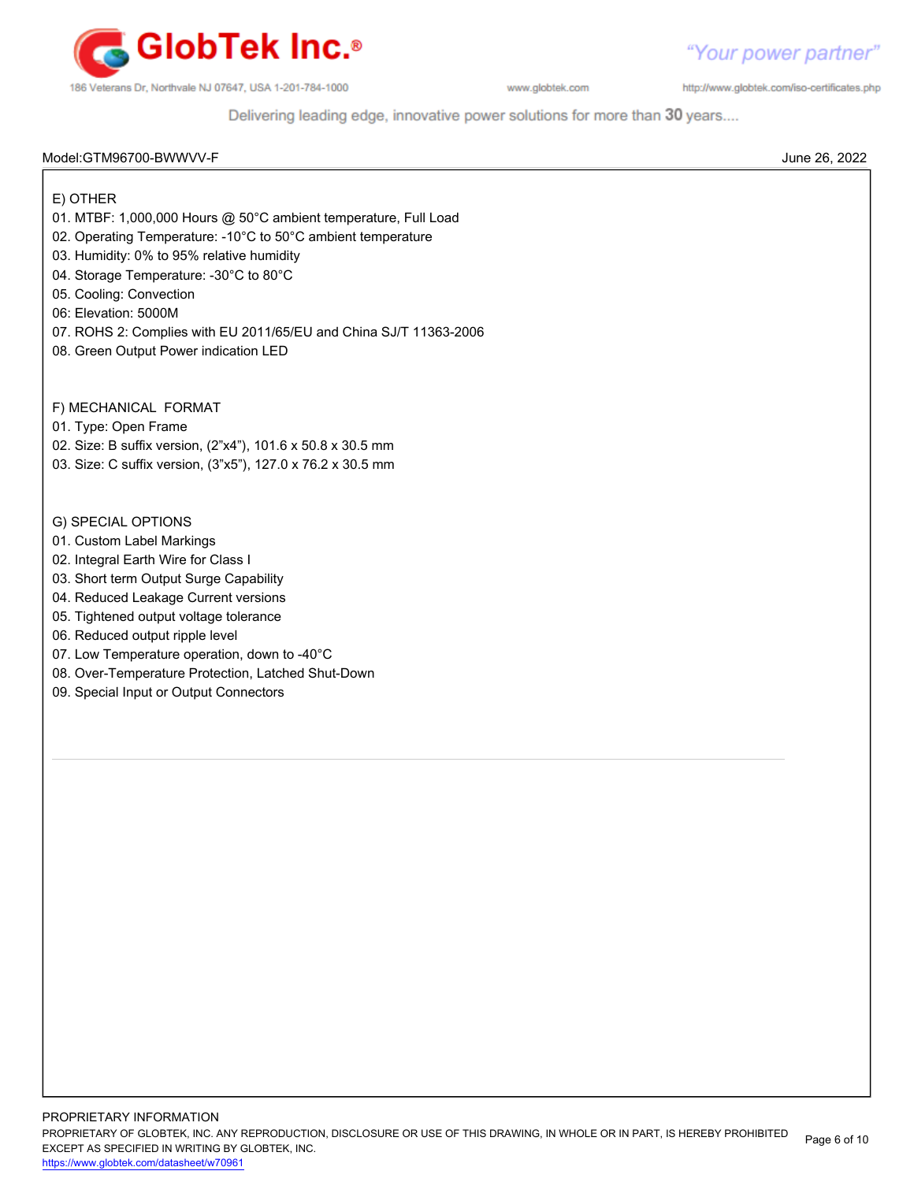Model:GTM96700-BWWVV-F

June 26, 2022

## E) OTHER

01. MTBF: 1,000,000 Hours @ 50°C ambient temperature, Full Load
02. Operating Temperature: -10°C to 50°C ambient temperature
03. Humidity: 0% to 95% relative humidity
04. Storage Temperature: -30°C to 80°C
05. Cooling: Convection
06: Elevation: 5000M
07. ROHS 2: Complies with EU 2011/65/EU and China SJ/T 11363-2006
08. Green Output Power indication LED

## F) MECHANICAL FORMAT

01. Type: Open Frame
02. Size: B suffix version, (2"x4"), 101.6 x 50.8 x 30.5 mm
03. Size: C suffix version, (3"x5"), 127.0 x 76.2 x 30.5 mm

## G) SPECIAL OPTIONS

01. Custom Label Markings
02. Integral Earth Wire for Class I
03. Short term Output Surge Capability
04. Reduced Leakage Current versions
05. Tightened output voltage tolerance
06. Reduced output ripple level
07. Low Temperature operation, down to -40°C
08. Over-Temperature Protection, Latched Shut-Down
09. Special Input or Output Connectors

PROPRIETARY INFORMATION

PROPRIETARY OF GLOBTEK, INC. ANY REPRODUCTION, DISCLOSURE OR USE OF THIS DRAWING, IN WHOLE OR IN PART, IS HEREBY PROHIBITED EXCEPT AS SPECIFIED IN WRITING BY GLOBTEK, INC.

https://www.globtek.com/datasheet/w70961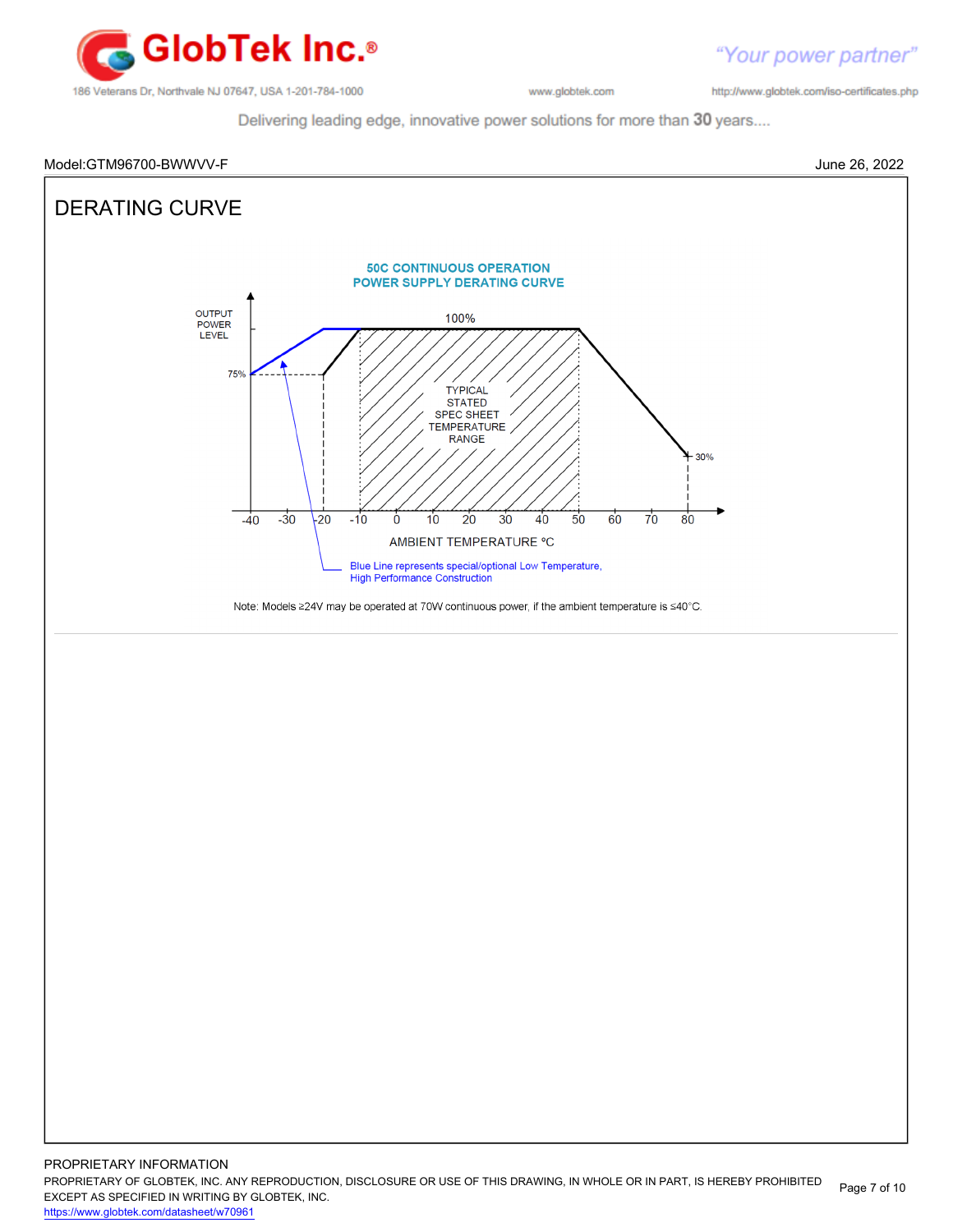Model:GTM96700-BWWVV-F

June 26, 2022

# DERATING CURVE

50C CONTINUOUS OPERATION
POWER SUPPLY DERATING CURVE

OUTPUT POWER LEVEL

100%

75%

30%

TYPICAL STATED SPEC SHEET TEMPERATURE RANGE

-40 -30 -20 -10 0 10 20 30 40 50 60 70 80

AMBIENT TEMPERATURE °C

Blue Line represents special/optional Low Temperature, High Performance Construction

Note: Models ≥24V may be operated at 70W continuous power, if the ambient temperature is ≤40°C.

PROPRIETARY INFORMATION
PROPRIETARY OF GLOBTEK, INC. ANY REPRODUCTION, DISCLOSURE OR USE OF THIS DRAWING, IN WHOLE OR IN PART, IS HEREBY PROHIBITED EXCEPT AS SPECIFIED IN WRITING BY GLOBTEK, INC.
https://www.globtek.com/datasheet/w70961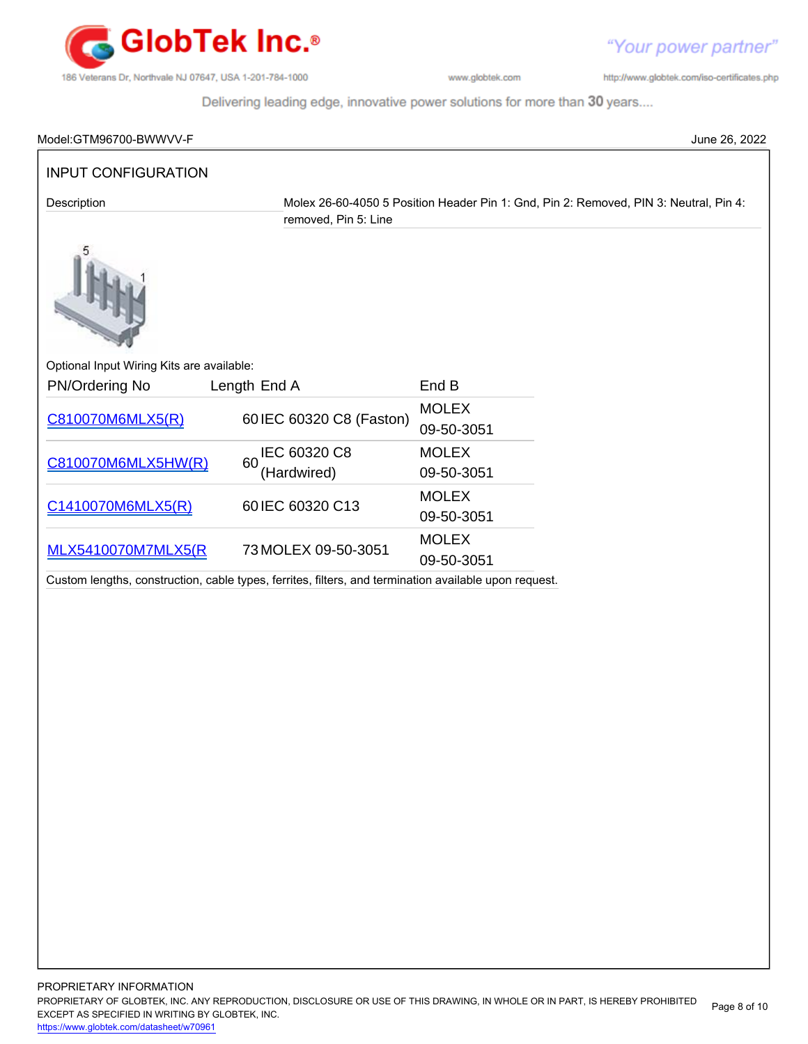Model:GTM96700-BWWVV-F June 26, 2022

## INPUT CONFIGURATION

| Description | Molex 26-60-4050 5 Position Header Pin 1: Gnd, Pin 2: Removed, PIN 3: Neutral, Pin 4: removed, Pin 5: Line |
|---|---|

Optional Input Wiring Kits are available:

| PN/Ordering No | Length | End A | End B |
|---|---|---|---|
| C810070M6MLX5(R) | 60 | IEC 60320 C8 (Faston) | MOLEX 09-50-3051 |
| C810070M6MLX5HW(R) | 60 | IEC 60320 C8 (Hardwired) | MOLEX 09-50-3051 |
| C1410070M6MLX5(R) | 60 | IEC 60320 C13 | MOLEX 09-50-3051 |
| MLX5410070M7MLX5(R | 73 | MOLEX 09-50-3051 | MOLEX 09-50-3051 |

Custom lengths, construction, cable types, ferrites, filters, and termination available upon request.

PROPRIETARY INFORMATION
PROPRIETARY OF GLOBTEK, INC. ANY REPRODUCTION, DISCLOSURE OR USE OF THIS DRAWING, IN WHOLE OR IN PART, IS HEREBY PROHIBITED EXCEPT AS SPECIFIED IN WRITING BY GLOBTEK, INC.
https://www.globtek.com/datasheet/w70961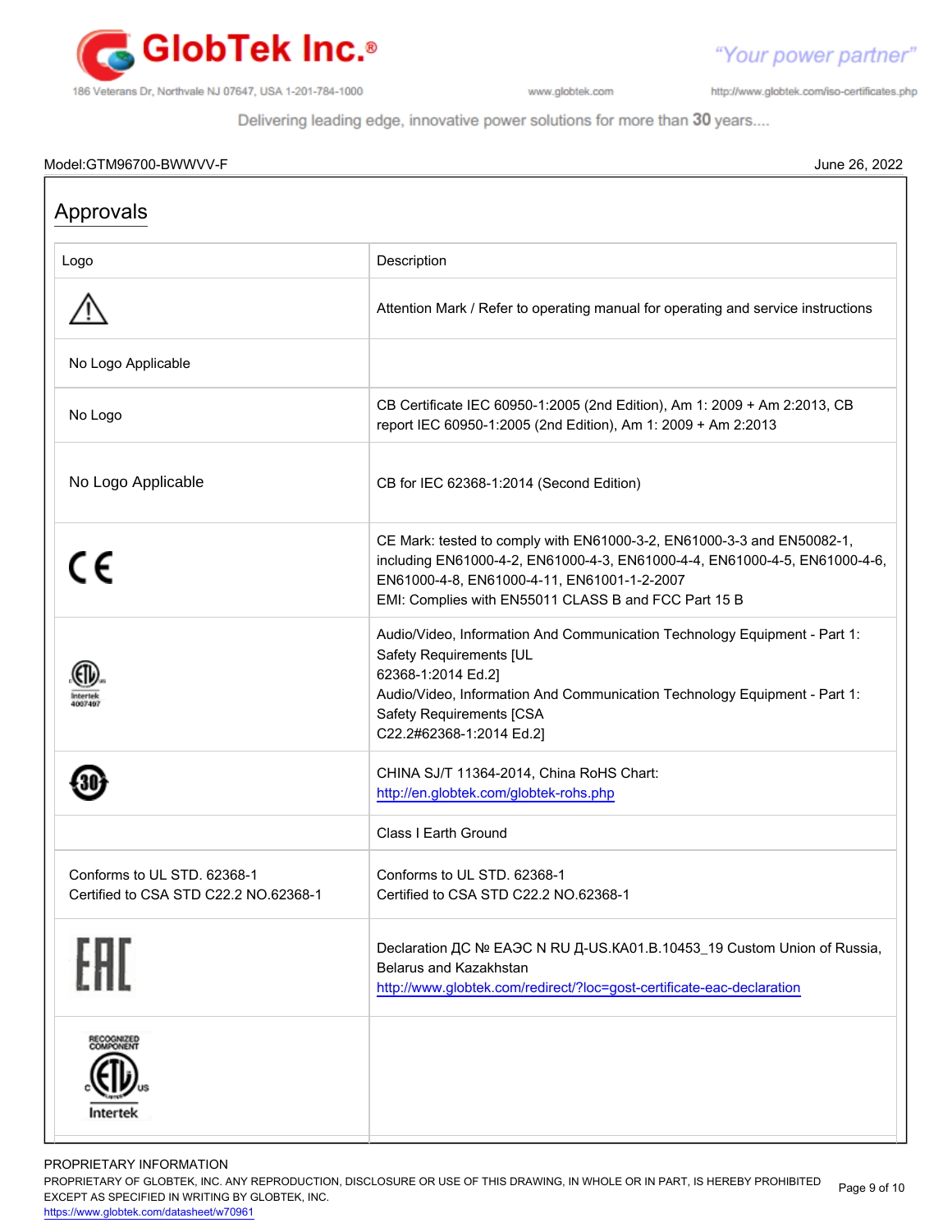Model:GTM96700-BWWVV-F

June 26, 2022

## Approvals

| Logo | Description |
|---|---|
| ⚠ | Attention Mark / Refer to operating manual for operating and service instructions |
| No Logo Applicable | |
| No Logo | CB Certificate IEC 60950-1:2005 (2nd Edition), Am 1: 2009 + Am 2:2013, CB report IEC 60950-1:2005 (2nd Edition), Am 1: 2009 + Am 2:2013 |
| No Logo Applicable | CB for IEC 62368-1:2014 (Second Edition) |
| CE | CE Mark: tested to comply with EN61000-3-2, EN61000-3-3 and EN50082-1, including EN61000-4-2, EN61000-4-3, EN61000-4-4, EN61000-4-5, EN61000-4-6, EN61000-4-8, EN61000-4-11, EN61001-1-2-2007<br>EMI: Complies with EN55011 CLASS B and FCC Part 15 B |
| ETL c us Intertek 4007497 | Audio/Video, Information And Communication Technology Equipment - Part 1: Safety Requirements [UL 62368-1:2014 Ed.2]<br>Audio/Video, Information And Communication Technology Equipment - Part 1: Safety Requirements [CSA C22.2#62368-1:2014 Ed.2] |
| 30 | CHINA SJ/T 11364-2014, China RoHS Chart: http://en.globtek.com/globtek-rohs.php |
| | Class I Earth Ground |
| Conforms to UL STD. 62368-1<br>Certified to CSA STD C22.2 NO.62368-1 | Conforms to UL STD. 62368-1<br>Certified to CSA STD C22.2 NO.62368-1 |
| EAC | Declaration ДС № ЕАЭС N RU Д-US.КА01.В.10453_19 Custom Union of Russia, Belarus and Kazakhstan<br>http://www.globtek.com/redirect/?loc=gost-certificate-eac-declaration |
| RECOGNIZED COMPONENT ETL c us Intertek | |

PROPRIETARY INFORMATION
PROPRIETARY OF GLOBTEK, INC. ANY REPRODUCTION, DISCLOSURE OR USE OF THIS DRAWING, IN WHOLE OR IN PART, IS HEREBY PROHIBITED EXCEPT AS SPECIFIED IN WRITING BY GLOBTEK, INC.
https://www.globtek.com/datasheet/w70961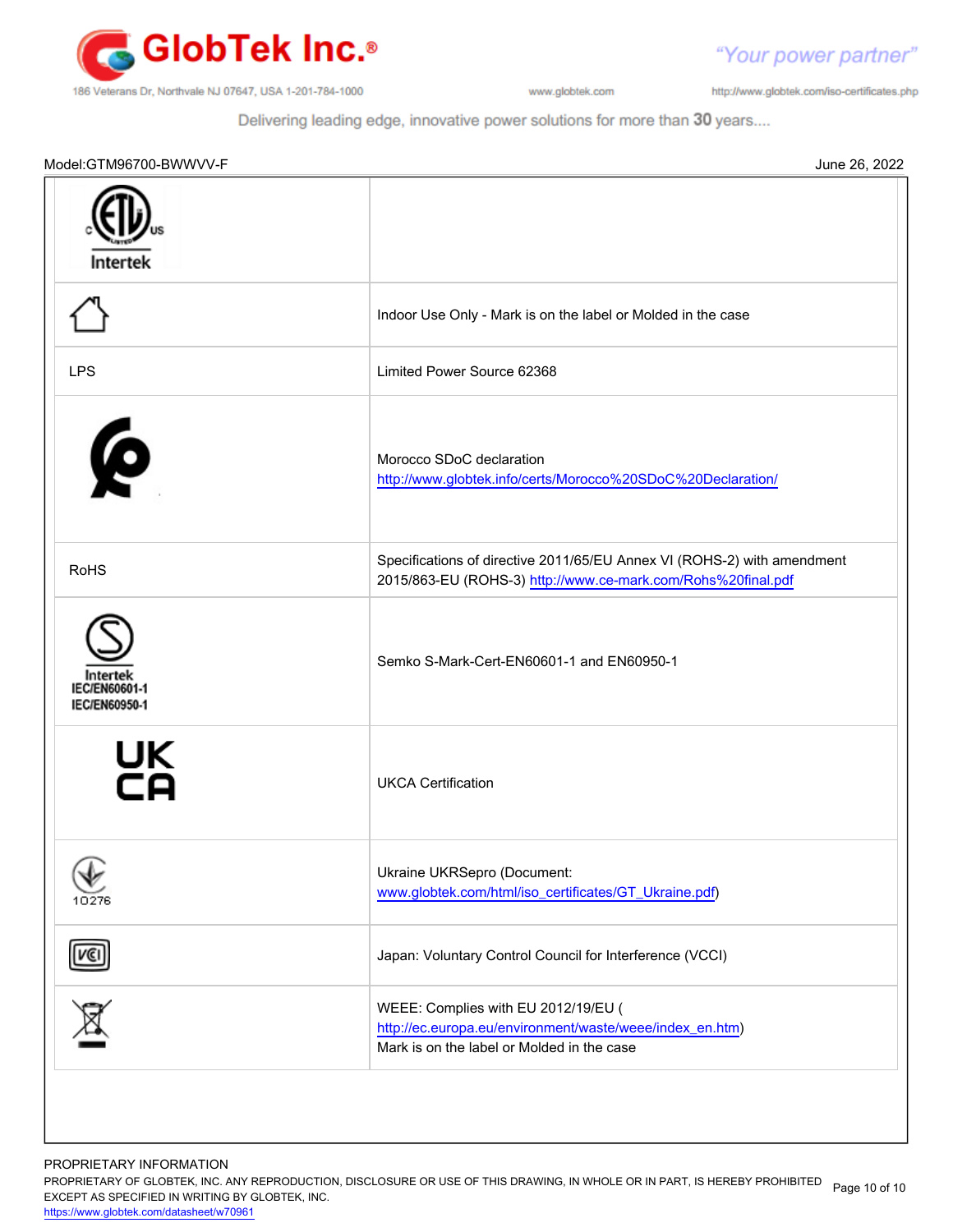Model:GTM96700-BWWVV-F

June 26, 2022

| | |
|---|---|
| c ETL us Intertek | |
| | Indoor Use Only - Mark is on the label or Molded in the case |
| LPS | Limited Power Source 62368 |
| | Morocco SDoC declaration http://www.globtek.info/certs/Morocco%20SDoC%20Declaration/ |
| RoHS | Specifications of directive 2011/65/EU Annex VI (ROHS-2) with amendment 2015/863-EU (ROHS-3) http://www.ce-mark.com/Rohs%20final.pdf |
| Intertek IEC/EN60601-1 IEC/EN60950-1 | Semko S-Mark-Cert-EN60601-1 and EN60950-1 |
| UK CA | UKCA Certification |
| 10276 | Ukraine UKRSepro (Document: www.globtek.com/html/iso_certificates/GT_Ukraine.pdf) |
| VCI | Japan: Voluntary Control Council for Interference (VCCI) |
| | WEEE: Complies with EU 2012/19/EU ( http://ec.europa.eu/environment/waste/weee/index_en.htm) Mark is on the label or Molded in the case |

PROPRIETARY INFORMATION

PROPRIETARY OF GLOBTEK, INC. ANY REPRODUCTION, DISCLOSURE OR USE OF THIS DRAWING, IN WHOLE OR IN PART, IS HEREBY PROHIBITED EXCEPT AS SPECIFIED IN WRITING BY GLOBTEK, INC.

https://www.globtek.com/datasheet/w70961